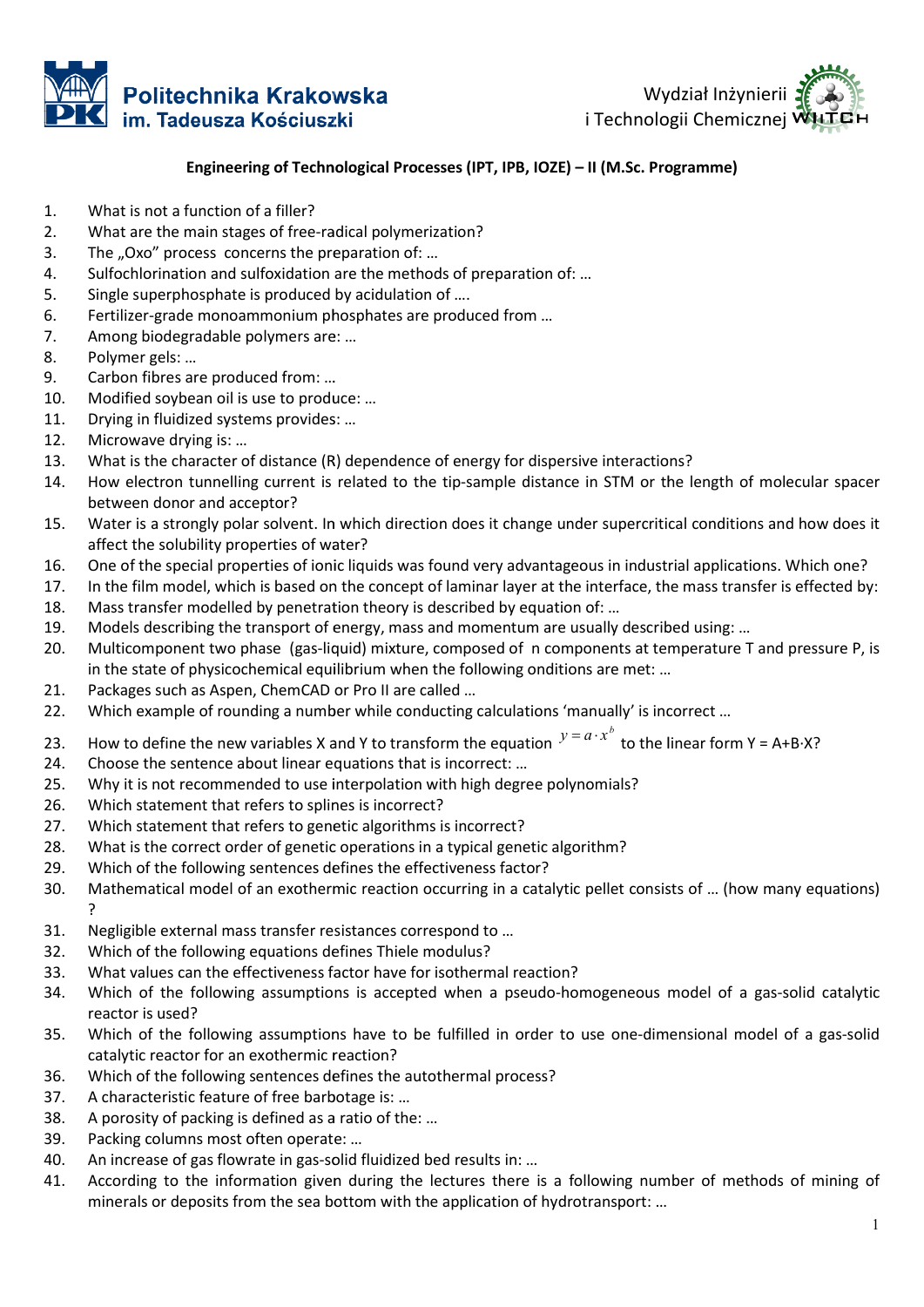Politechnika Krakowska im. Tadeusza Kościuszki

Wydział Inżynierii i Technologii Chemicznej

**Engineering of Technological Processes (IPT, IPB, IOZE) – II (M.Sc. Programme)**

1. What is not a function of a filler?
2. What are the main stages of free-radical polymerization?
3. The „Oxo" process concerns the preparation of: …
4. Sulfochlorination and sulfoxidation are the methods of preparation of: …
5. Single superphosphate is produced by acidulation of ….
6. Fertilizer-grade monoammonium phosphates are produced from …
7. Among biodegradable polymers are: …
8. Polymer gels: …
9. Carbon fibres are produced from: …
10. Modified soybean oil is use to produce: …
11. Drying in fluidized systems provides: …
12. Microwave drying is: …
13. What is the character of distance (R) dependence of energy for dispersive interactions?
14. How electron tunnelling current is related to the tip-sample distance in STM or the length of molecular spacer between donor and acceptor?
15. Water is a strongly polar solvent. In which direction does it change under supercritical conditions and how does it affect the solubility properties of water?
16. One of the special properties of ionic liquids was found very advantageous in industrial applications. Which one?
17. In the film model, which is based on the concept of laminar layer at the interface, the mass transfer is effected by:
18. Mass transfer modelled by penetration theory is described by equation of: …
19. Models describing the transport of energy, mass and momentum are usually described using: …
20. Multicomponent two phase (gas-liquid) mixture, composed of n components at temperature T and pressure P, is in the state of physicochemical equilibrium when the following onditions are met: …
21. Packages such as Aspen, ChemCAD or Pro II are called …
22. Which example of rounding a number while conducting calculations 'manually' is incorrect …
23. How to define the new variables X and Y to transform the equation $y = a \cdot x^b$ to the linear form Y = A+B·X?
24. Choose the sentence about linear equations that is incorrect: …
25. Why it is not recommended to use interpolation with high degree polynomials?
26. Which statement that refers to splines is incorrect?
27. Which statement that refers to genetic algorithms is incorrect?
28. What is the correct order of genetic operations in a typical genetic algorithm?
29. Which of the following sentences defines the effectiveness factor?
30. Mathematical model of an exothermic reaction occurring in a catalytic pellet consists of … (how many equations) ?
31. Negligible external mass transfer resistances correspond to …
32. Which of the following equations defines Thiele modulus?
33. What values can the effectiveness factor have for isothermal reaction?
34. Which of the following assumptions is accepted when a pseudo-homogeneous model of a gas-solid catalytic reactor is used?
35. Which of the following assumptions have to be fulfilled in order to use one-dimensional model of a gas-solid catalytic reactor for an exothermic reaction?
36. Which of the following sentences defines the autothermal process?
37. A characteristic feature of free barbotage is: …
38. A porosity of packing is defined as a ratio of the: …
39. Packing columns most often operate: …
40. An increase of gas flowrate in gas-solid fluidized bed results in: …
41. According to the information given during the lectures there is a following number of methods of mining of minerals or deposits from the sea bottom with the application of hydrotransport: …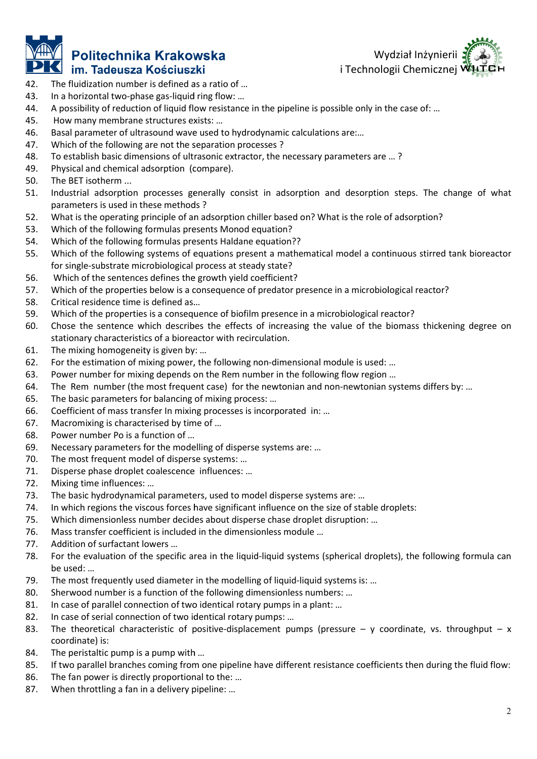42. The fluidization number is defined as a ratio of …
43. In a horizontal two-phase gas-liquid ring flow: …
44. A possibility of reduction of liquid flow resistance in the pipeline is possible only in the case of: …
45. How many membrane structures exists: …
46. Basal parameter of ultrasound wave used to hydrodynamic calculations are:…
47. Which of the following are not the separation processes ?
48. To establish basic dimensions of ultrasonic extractor, the necessary parameters are … ?
49. Physical and chemical adsorption (compare).
50. The BET isotherm ...
51. Industrial adsorption processes generally consist in adsorption and desorption steps. The change of what parameters is used in these methods ?
52. What is the operating principle of an adsorption chiller based on? What is the role of adsorption?
53. Which of the following formulas presents Monod equation?
54. Which of the following formulas presents Haldane equation??
55. Which of the following systems of equations present a mathematical model a continuous stirred tank bioreactor for single-substrate microbiological process at steady state?
56. Which of the sentences defines the growth yield coefficient?
57. Which of the properties below is a consequence of predator presence in a microbiological reactor?
58. Critical residence time is defined as…
59. Which of the properties is a consequence of biofilm presence in a microbiological reactor?
60. Chose the sentence which describes the effects of increasing the value of the biomass thickening degree on stationary characteristics of a bioreactor with recirculation.
61. The mixing homogeneity is given by: …
62. For the estimation of mixing power, the following non-dimensional module is used: …
63. Power number for mixing depends on the Rem number in the following flow region …
64. The Rem number (the most frequent case) for the newtonian and non-newtonian systems differs by: …
65. The basic parameters for balancing of mixing process: …
66. Coefficient of mass transfer In mixing processes is incorporated in: …
67. Macromixing is characterised by time of …
68. Power number Po is a function of …
69. Necessary parameters for the modelling of disperse systems are: …
70. The most frequent model of disperse systems: …
71. Disperse phase droplet coalescence influences: …
72. Mixing time influences: …
73. The basic hydrodynamical parameters, used to model disperse systems are: …
74. In which regions the viscous forces have significant influence on the size of stable droplets:
75. Which dimensionless number decides about disperse chase droplet disruption: …
76. Mass transfer coefficient is included in the dimensionless module …
77. Addition of surfactant lowers …
78. For the evaluation of the specific area in the liquid-liquid systems (spherical droplets), the following formula can be used: …
79. The most frequently used diameter in the modelling of liquid-liquid systems is: …
80. Sherwood number is a function of the following dimensionless numbers: …
81. In case of parallel connection of two identical rotary pumps in a plant: …
82. In case of serial connection of two identical rotary pumps: …
83. The theoretical characteristic of positive-displacement pumps (pressure – y coordinate, vs. throughput – x coordinate) is:
84. The peristaltic pump is a pump with …
85. If two parallel branches coming from one pipeline have different resistance coefficients then during the fluid flow:
86. The fan power is directly proportional to the: …
87. When throttling a fan in a delivery pipeline: …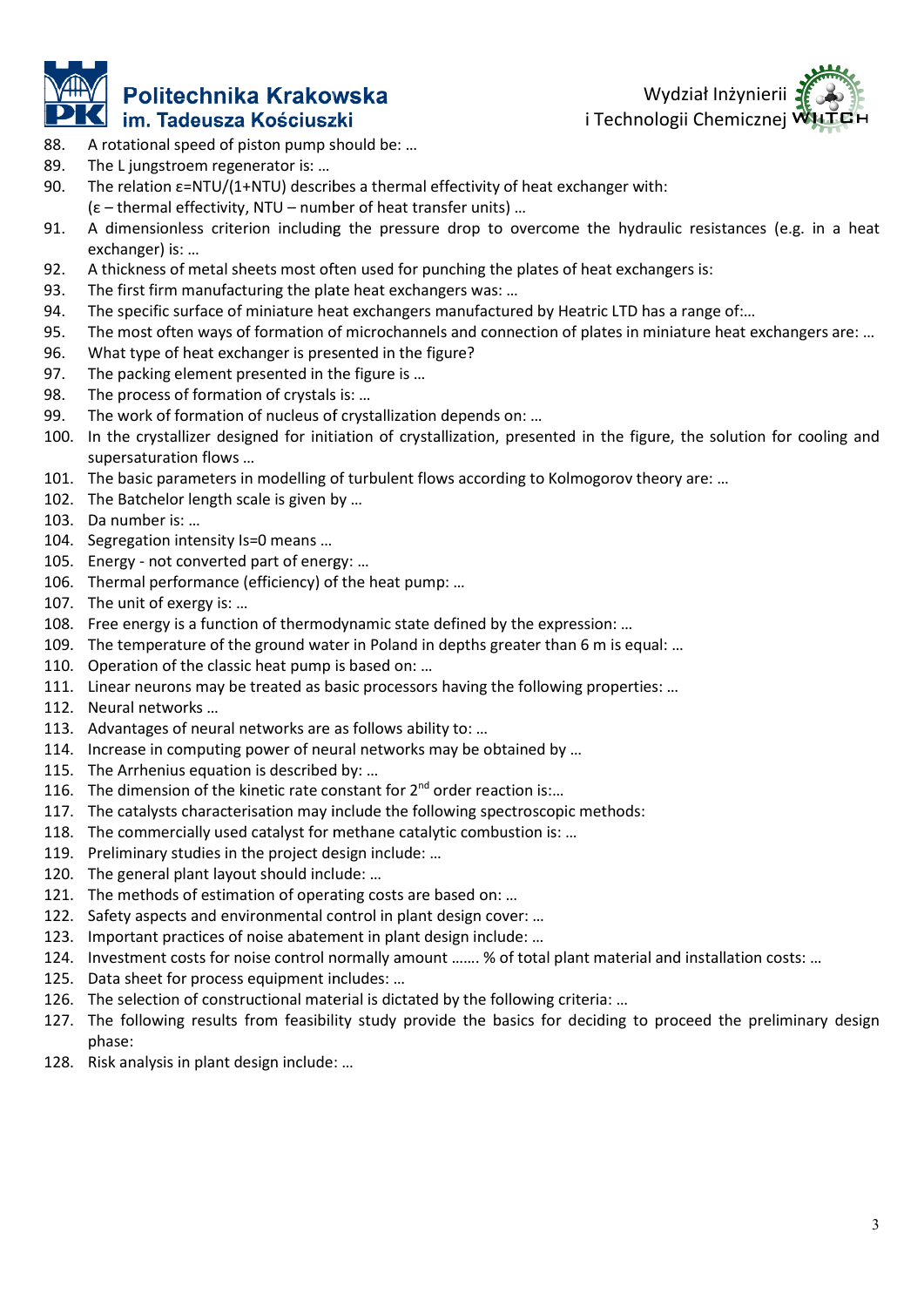88. A rotational speed of piston pump should be: …
89. The L jungstroem regenerator is: …
90. The relation $\varepsilon = NTU/(1+NTU)$ describes a thermal effectivity of heat exchanger with: ($\varepsilon$ – thermal effectivity, NTU – number of heat transfer units) …
91. A dimensionless criterion including the pressure drop to overcome the hydraulic resistances (e.g. in a heat exchanger) is: …
92. A thickness of metal sheets most often used for punching the plates of heat exchangers is:
93. The first firm manufacturing the plate heat exchangers was: …
94. The specific surface of miniature heat exchangers manufactured by Heatric LTD has a range of:…
95. The most often ways of formation of microchannels and connection of plates in miniature heat exchangers are: …
96. What type of heat exchanger is presented in the figure?
97. The packing element presented in the figure is …
98. The process of formation of crystals is: …
99. The work of formation of nucleus of crystallization depends on: …
100. In the crystallizer designed for initiation of crystallization, presented in the figure, the solution for cooling and supersaturation flows …
101. The basic parameters in modelling of turbulent flows according to Kolmogorov theory are: …
102. The Batchelor length scale is given by …
103. Da number is: …
104. Segregation intensity Is=0 means …
105. Energy - not converted part of energy: …
106. Thermal performance (efficiency) of the heat pump: …
107. The unit of exergy is: …
108. Free energy is a function of thermodynamic state defined by the expression: …
109. The temperature of the ground water in Poland in depths greater than 6 m is equal: …
110. Operation of the classic heat pump is based on: …
111. Linear neurons may be treated as basic processors having the following properties: …
112. Neural networks …
113. Advantages of neural networks are as follows ability to: …
114. Increase in computing power of neural networks may be obtained by …
115. The Arrhenius equation is described by: …
116. The dimension of the kinetic rate constant for 2$^{nd}$ order reaction is:…
117. The catalysts characterisation may include the following spectroscopic methods:
118. The commercially used catalyst for methane catalytic combustion is: …
119. Preliminary studies in the project design include: …
120. The general plant layout should include: …
121. The methods of estimation of operating costs are based on: …
122. Safety aspects and environmental control in plant design cover: …
123. Important practices of noise abatement in plant design include: …
124. Investment costs for noise control normally amount ……. % of total plant material and installation costs: …
125. Data sheet for process equipment includes: …
126. The selection of constructional material is dictated by the following criteria: …
127. The following results from feasibility study provide the basics for deciding to proceed the preliminary design phase:
128. Risk analysis in plant design include: …